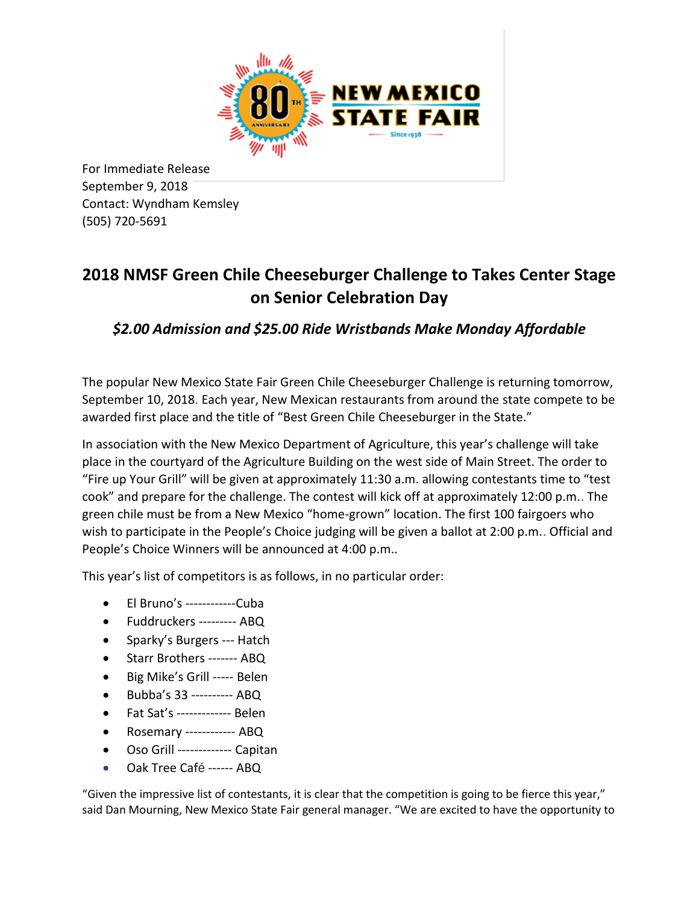For Immediate Release
September 9, 2018
Contact: Wyndham Kemsley
(505) 720-5691

# 2018 NMSF Green Chile Cheeseburger Challenge to Takes Center Stage on Senior Celebration Day

### *$2.00 Admission and $25.00 Ride Wristbands Make Monday Affordable*

The popular New Mexico State Fair Green Chile Cheeseburger Challenge is returning tomorrow, September 10, 2018. Each year, New Mexican restaurants from around the state compete to be awarded first place and the title of "Best Green Chile Cheeseburger in the State."

In association with the New Mexico Department of Agriculture, this year's challenge will take place in the courtyard of the Agriculture Building on the west side of Main Street. The order to "Fire up Your Grill" will be given at approximately 11:30 a.m. allowing contestants time to "test cook" and prepare for the challenge. The contest will kick off at approximately 12:00 p.m.. The green chile must be from a New Mexico "home-grown" location. The first 100 fairgoers who wish to participate in the People's Choice judging will be given a ballot at 2:00 p.m.. Official and People's Choice Winners will be announced at 4:00 p.m..

This year's list of competitors is as follows, in no particular order:

- El Bruno's ------------Cuba
- Fuddruckers --------- ABQ
- Sparky's Burgers --- Hatch
- Starr Brothers ------- ABQ
- Big Mike's Grill ----- Belen
- Bubba's 33 ---------- ABQ
- Fat Sat's ------------- Belen
- Rosemary ------------ ABQ
- Oso Grill ------------- Capitan
- Oak Tree Café ------ ABQ

"Given the impressive list of contestants, it is clear that the competition is going to be fierce this year," said Dan Mourning, New Mexico State Fair general manager. "We are excited to have the opportunity to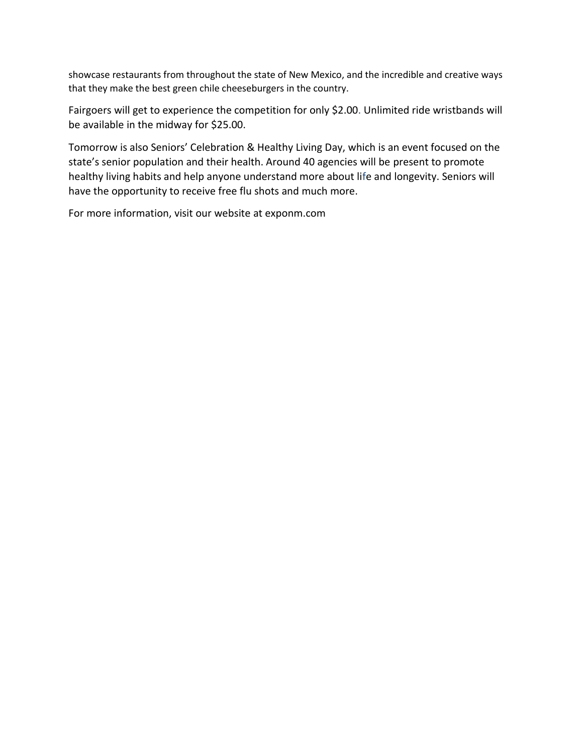showcase restaurants from throughout the state of New Mexico, and the incredible and creative ways that they make the best green chile cheeseburgers in the country.

Fairgoers will get to experience the competition for only $2.00. Unlimited ride wristbands will be available in the midway for $25.00.

Tomorrow is also Seniors' Celebration & Healthy Living Day, which is an event focused on the state's senior population and their health. Around 40 agencies will be present to promote healthy living habits and help anyone understand more about life and longevity. Seniors will have the opportunity to receive free flu shots and much more.

For more information, visit our website at exponm.com